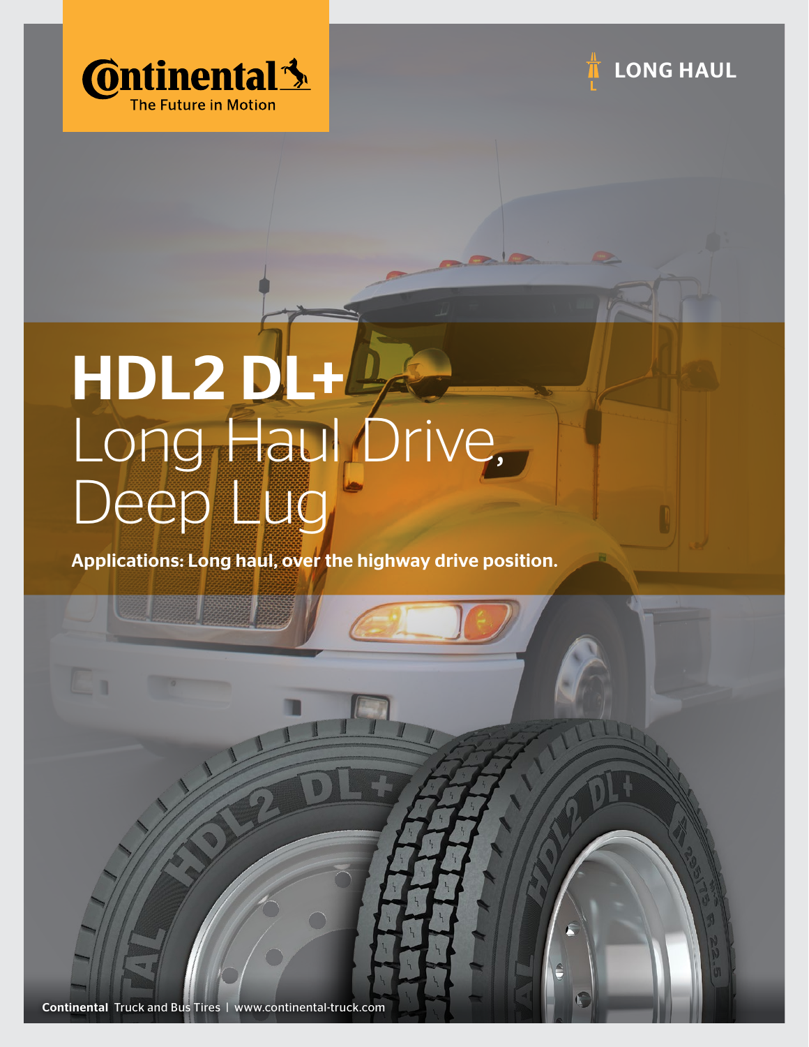Continental
The Future in Motion

LONG HAUL

# HDL2 DL+
## Long Haul Drive, Deep Lug

**Applications: Long haul, over the highway drive position.**

**Continental** Truck and Bus Tires | www.continental-truck.com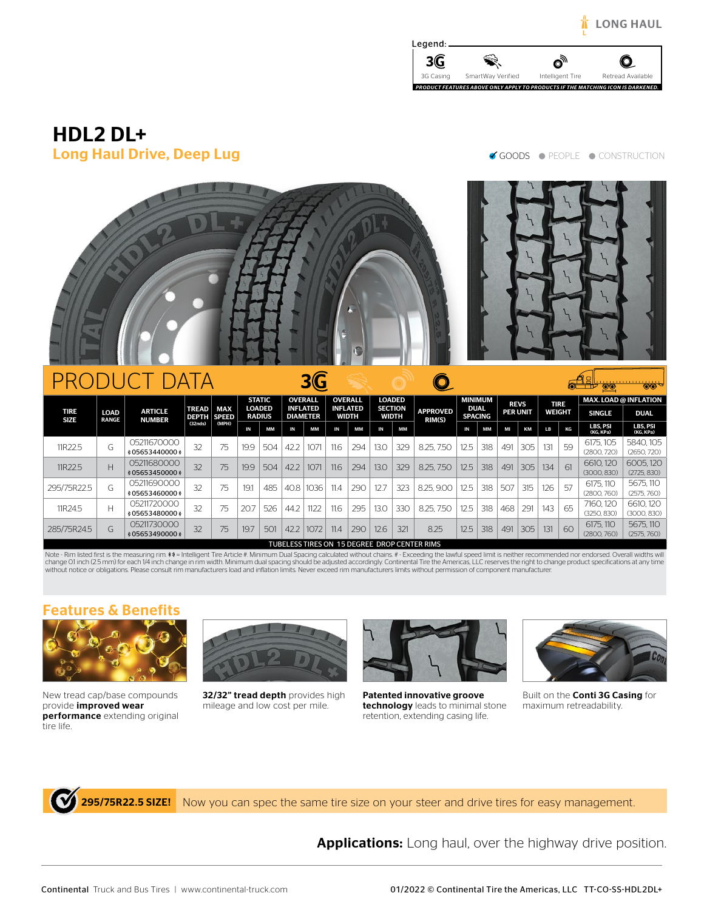LONG HAUL

Legend:

3G Casing | SmartWay Verified | Intelligent Tire | Retread Available

PRODUCT FEATURES ABOVE ONLY APPLY TO PRODUCTS IF THE MATCHING ICON IS DARKENED.

# HDL2 DL+

## Long Haul Drive, Deep Lug

✔ GOODS ● PEOPLE ● CONSTRUCTION

## PRODUCT DATA

| TIRE SIZE | LOAD RANGE | ARTICLE NUMBER | TREAD DEPTH (32nds) | MAX SPEED (MPH) | STATIC LOADED RADIUS | | OVERALL INFLATED DIAMETER | | OVERALL INFLATED WIDTH | | LOADED SECTION WIDTH | | APPROVED RIM(S) | MINIMUM DUAL SPACING | | REVS PER UNIT | | TIRE WEIGHT | | MAX. LOAD @ INFLATION SINGLE | MAX. LOAD @ INFLATION DUAL |
|---|---|---|---|---|---|---|---|---|---|---|---|---|---|---|---|---|---|---|---|---|---|
| | | | | | IN | MM | IN | MM | IN | MM | IN | MM | | IN | MM | MI | KM | LB | KG | LBS, PSI (KG, KPa) | LBS, PSI (KG, KPa) |
| 11R22.5 | G | 05211670000 ◆05653440000◆ | 32 | 75 | 19.9 | 504 | 42.2 | 1071 | 11.6 | 294 | 13.0 | 329 | 8.25, 7.50 | 12.5 | 318 | 491 | 305 | 131 | 59 | 6175, 105 (2800, 720) | 5840, 105 (2650, 720) |
| 11R22.5 | H | 05211680000 ◆05653450000◆ | 32 | 75 | 19.9 | 504 | 42.2 | 1071 | 11.6 | 294 | 13.0 | 329 | 8.25, 7.50 | 12.5 | 318 | 491 | 305 | 134 | 61 | 6610, 120 (3000, 830) | 6005, 120 (2725, 830) |
| 295/75R22.5 | G | 05211690000 ◆05653460000◆ | 32 | 75 | 19.1 | 485 | 40.8 | 1036 | 11.4 | 290 | 12.7 | 323 | 8.25, 9.00 | 12.5 | 318 | 507 | 315 | 126 | 57 | 6175, 110 (2800, 760) | 5675, 110 (2575, 760) |
| 11R24.5 | H | 05211720000 ◆05653480000◆ | 32 | 75 | 20.7 | 526 | 44.2 | 1122 | 11.6 | 295 | 13.0 | 330 | 8.25, 7.50 | 12.5 | 318 | 468 | 291 | 143 | 65 | 7160, 120 (3250, 830) | 6610, 120 (3000, 830) |
| 285/75R24.5 | G | 05211730000 ◆05653490000◆ | 32 | 75 | 19.7 | 501 | 42.2 | 1072 | 11.4 | 290 | 12.6 | 321 | 8.25 | 12.5 | 318 | 491 | 305 | 131 | 60 | 6175, 110 (2800, 760) | 5675, 110 (2575, 760) |

TUBELESS TIRES ON 15 DEGREE DROP CENTER RIMS

Note - Rim listed first is the measuring rim. ◆◆ = Intelligent Tire Article #. Minimum Dual Spacing calculated without chains. # - Exceeding the lawful speed limit is neither recommended nor endorsed. Overall widths will change 0.1 inch (2.5 mm) for each 1/4 inch change in rim width. Minimum dual spacing should be adjusted accordingly. Continental Tire the Americas, LLC reserves the right to change product specifications at any time without notice or obligations. Please consult rim manufacturers load and inflation limits. Never exceed rim manufacturers limits without permission of component manufacturer.

## Features & Benefits

New tread cap/base compounds provide **improved wear performance** extending original tire life.

**32/32" tread depth** provides high mileage and low cost per mile.

**Patented innovative groove technology** leads to minimal stone retention, extending casing life.

Built on the **Conti 3G Casing** for maximum retreadability.

**295/75R22.5 SIZE!** Now you can spec the same tire size on your steer and drive tires for easy management.

**Applications:** Long haul, over the highway drive position.

Continental Truck and Bus Tires | www.continental-truck.com

01/2022 © Continental Tire the Americas, LLC TT-CO-SS-HDL2DL+